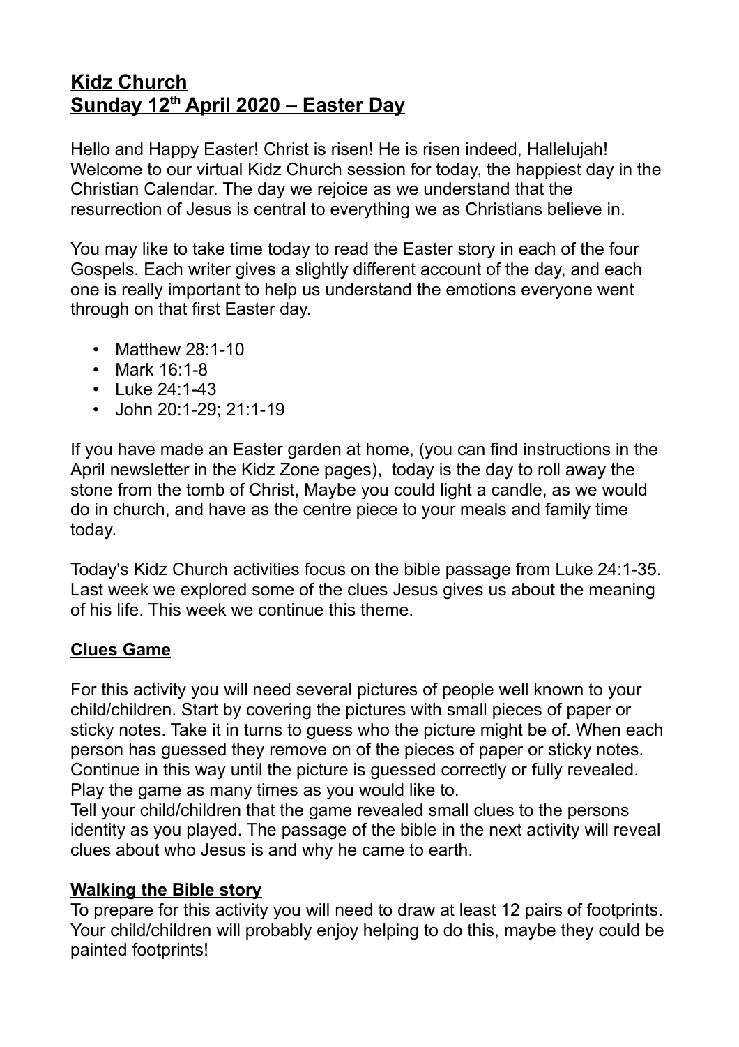# **Kidz Church**
# **Sunday 12th April 2020 – Easter Day**

Hello and Happy Easter! Christ is risen! He is risen indeed, Hallelujah! Welcome to our virtual Kidz Church session for today, the happiest day in the Christian Calendar. The day we rejoice as we understand that the resurrection of Jesus is central to everything we as Christians believe in.

You may like to take time today to read the Easter story in each of the four Gospels. Each writer gives a slightly different account of the day, and each one is really important to help us understand the emotions everyone went through on that first Easter day.

- Matthew 28:1-10
- Mark 16:1-8
- Luke 24:1-43
- John 20:1-29; 21:1-19

If you have made an Easter garden at home, (you can find instructions in the April newsletter in the Kidz Zone pages), today is the day to roll away the stone from the tomb of Christ, Maybe you could light a candle, as we would do in church, and have as the centre piece to your meals and family time today.

Today's Kidz Church activities focus on the bible passage from Luke 24:1-35. Last week we explored some of the clues Jesus gives us about the meaning of his life. This week we continue this theme.

## **Clues Game**

For this activity you will need several pictures of people well known to your child/children. Start by covering the pictures with small pieces of paper or sticky notes. Take it in turns to guess who the picture might be of. When each person has guessed they remove on of the pieces of paper or sticky notes. Continue in this way until the picture is guessed correctly or fully revealed. Play the game as many times as you would like to.
Tell your child/children that the game revealed small clues to the persons identity as you played. The passage of the bible in the next activity will reveal clues about who Jesus is and why he came to earth.

## **Walking the Bible story**

To prepare for this activity you will need to draw at least 12 pairs of footprints. Your child/children will probably enjoy helping to do this, maybe they could be painted footprints!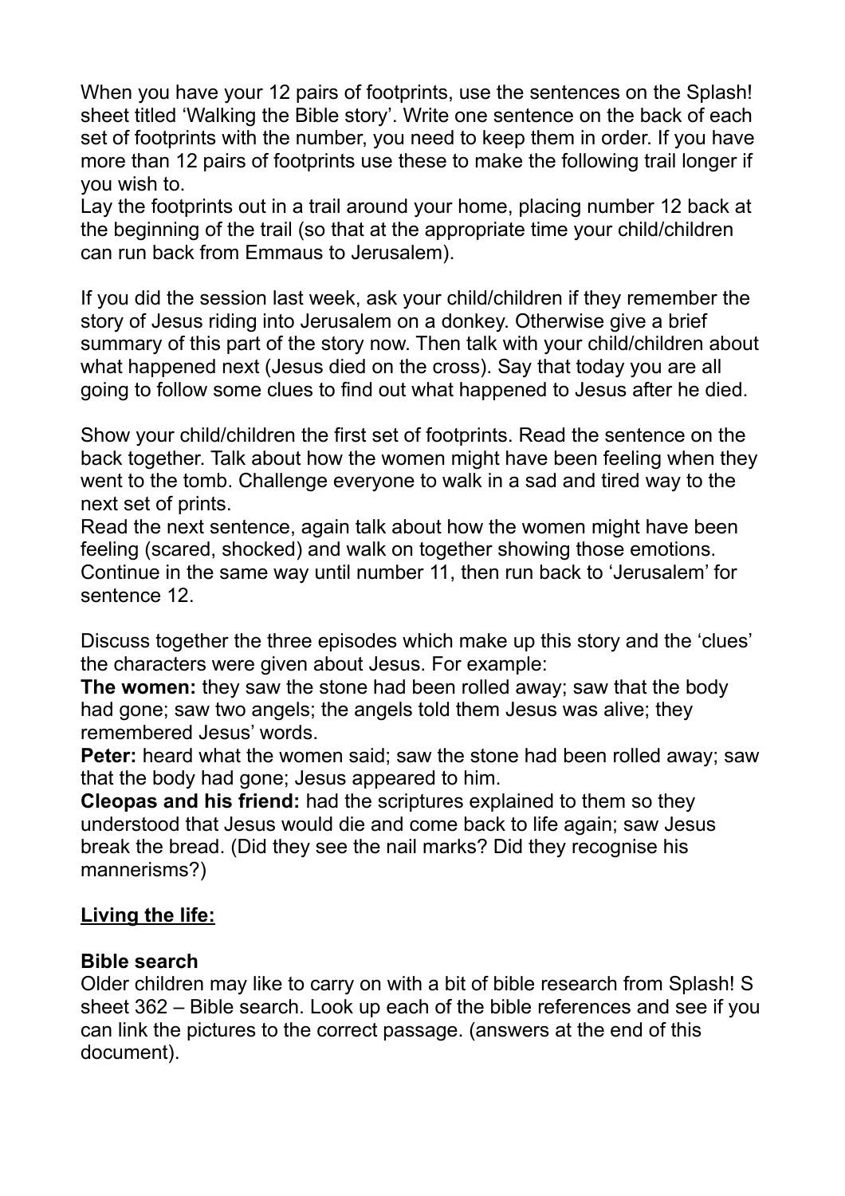When you have your 12 pairs of footprints, use the sentences on the Splash! sheet titled 'Walking the Bible story'. Write one sentence on the back of each set of footprints with the number, you need to keep them in order. If you have more than 12 pairs of footprints use these to make the following trail longer if you wish to.

Lay the footprints out in a trail around your home, placing number 12 back at the beginning of the trail (so that at the appropriate time your child/children can run back from Emmaus to Jerusalem).

If you did the session last week, ask your child/children if they remember the story of Jesus riding into Jerusalem on a donkey. Otherwise give a brief summary of this part of the story now. Then talk with your child/children about what happened next (Jesus died on the cross). Say that today you are all going to follow some clues to find out what happened to Jesus after he died.

Show your child/children the first set of footprints. Read the sentence on the back together. Talk about how the women might have been feeling when they went to the tomb. Challenge everyone to walk in a sad and tired way to the next set of prints.

Read the next sentence, again talk about how the women might have been feeling (scared, shocked) and walk on together showing those emotions. Continue in the same way until number 11, then run back to 'Jerusalem' for sentence 12.

Discuss together the three episodes which make up this story and the 'clues' the characters were given about Jesus. For example:

**The women:** they saw the stone had been rolled away; saw that the body had gone; saw two angels; the angels told them Jesus was alive; they remembered Jesus' words.

**Peter:** heard what the women said; saw the stone had been rolled away; saw that the body had gone; Jesus appeared to him.

**Cleopas and his friend:** had the scriptures explained to them so they understood that Jesus would die and come back to life again; saw Jesus break the bread. (Did they see the nail marks? Did they recognise his mannerisms?)

## <u>Living the life:</u>

### Bible search

Older children may like to carry on with a bit of bible research from Splash! S sheet 362 – Bible search. Look up each of the bible references and see if you can link the pictures to the correct passage. (answers at the end of this document).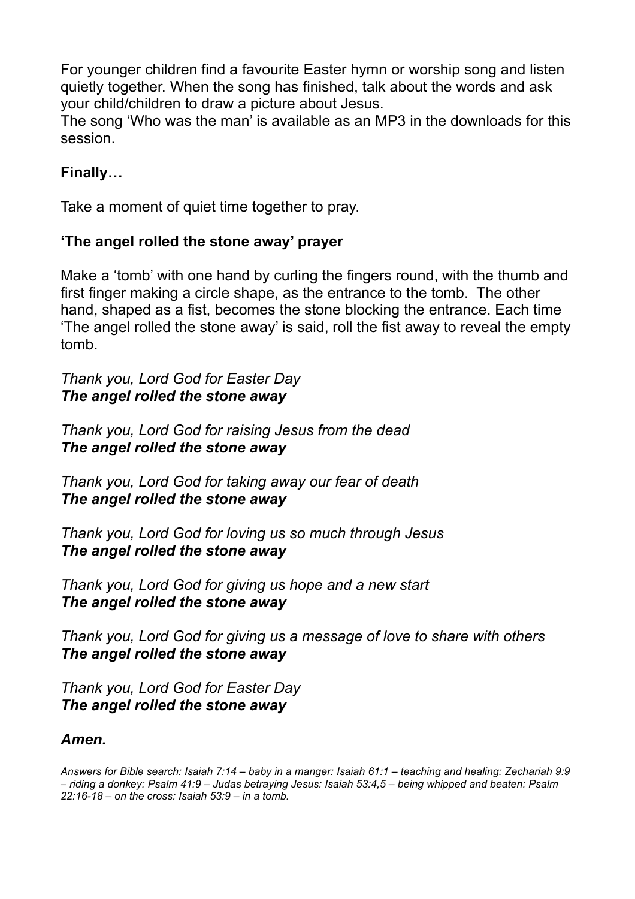For younger children find a favourite Easter hymn or worship song and listen quietly together. When the song has finished, talk about the words and ask your child/children to draw a picture about Jesus.
The song 'Who was the man' is available as an MP3 in the downloads for this session.

**<u>Finally…</u>**

Take a moment of quiet time together to pray.

**'The angel rolled the stone away' prayer**

Make a 'tomb' with one hand by curling the fingers round, with the thumb and first finger making a circle shape, as the entrance to the tomb. The other hand, shaped as a fist, becomes the stone blocking the entrance. Each time 'The angel rolled the stone away' is said, roll the fist away to reveal the empty tomb.

*Thank you, Lord God for Easter Day*
***The angel rolled the stone away***

*Thank you, Lord God for raising Jesus from the dead*
***The angel rolled the stone away***

*Thank you, Lord God for taking away our fear of death*
***The angel rolled the stone away***

*Thank you, Lord God for loving us so much through Jesus*
***The angel rolled the stone away***

*Thank you, Lord God for giving us hope and a new start*
***The angel rolled the stone away***

*Thank you, Lord God for giving us a message of love to share with others*
***The angel rolled the stone away***

*Thank you, Lord God for Easter Day*
***The angel rolled the stone away***

***Amen.***

*Answers for Bible search: Isaiah 7:14 – baby in a manger: Isaiah 61:1 – teaching and healing: Zechariah 9:9 – riding a donkey: Psalm 41:9 – Judas betraying Jesus: Isaiah 53:4,5 – being whipped and beaten: Psalm 22:16-18 – on the cross: Isaiah 53:9 – in a tomb.*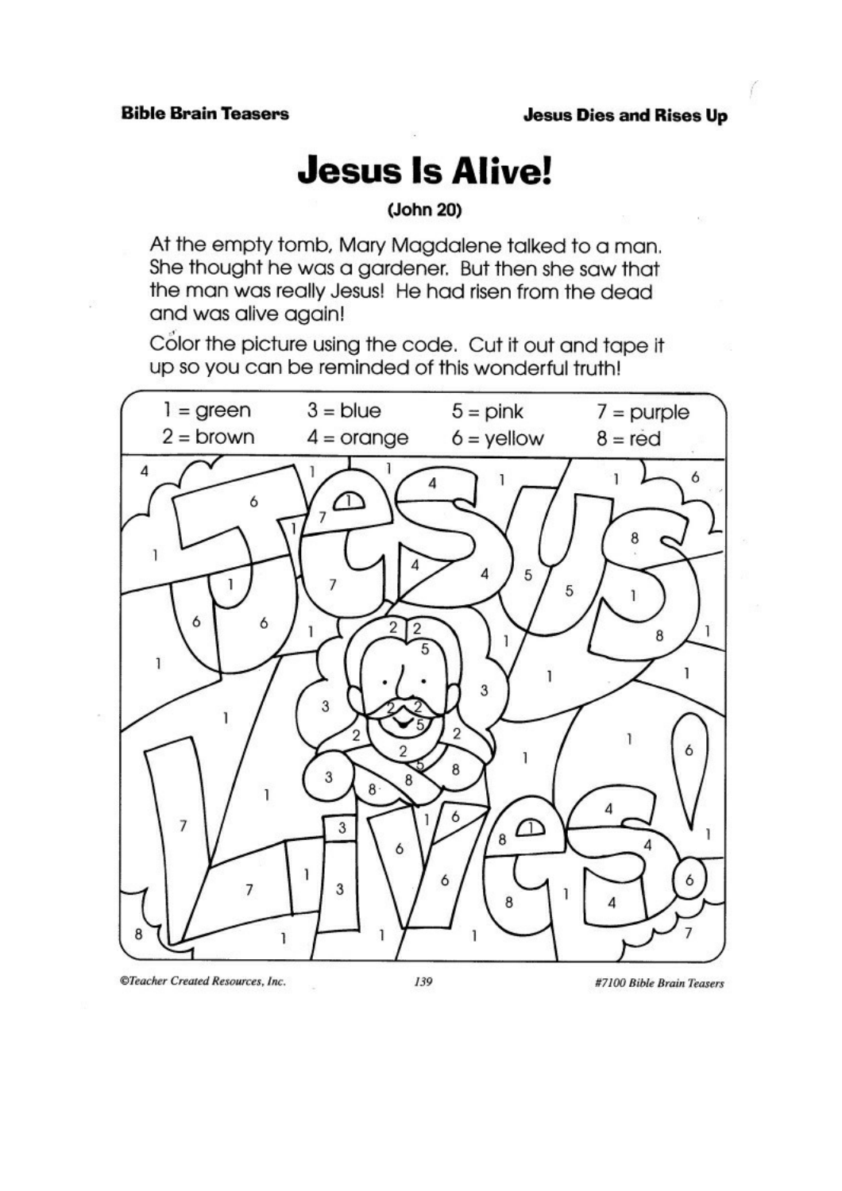# Jesus Is Alive!

**(John 20)**

At the empty tomb, Mary Magdalene talked to a man. She thought he was a gardener. But then she saw that the man was really Jesus! He had risen from the dead and was alive again!

Color the picture using the code. Cut it out and tape it up so you can be reminded of this wonderful truth!

| | | | |
|---|---|---|---|
| 1 = green | 3 = blue | 5 = pink | 7 = purple |
| 2 = brown | 4 = orange | 6 = yellow | 8 = red |